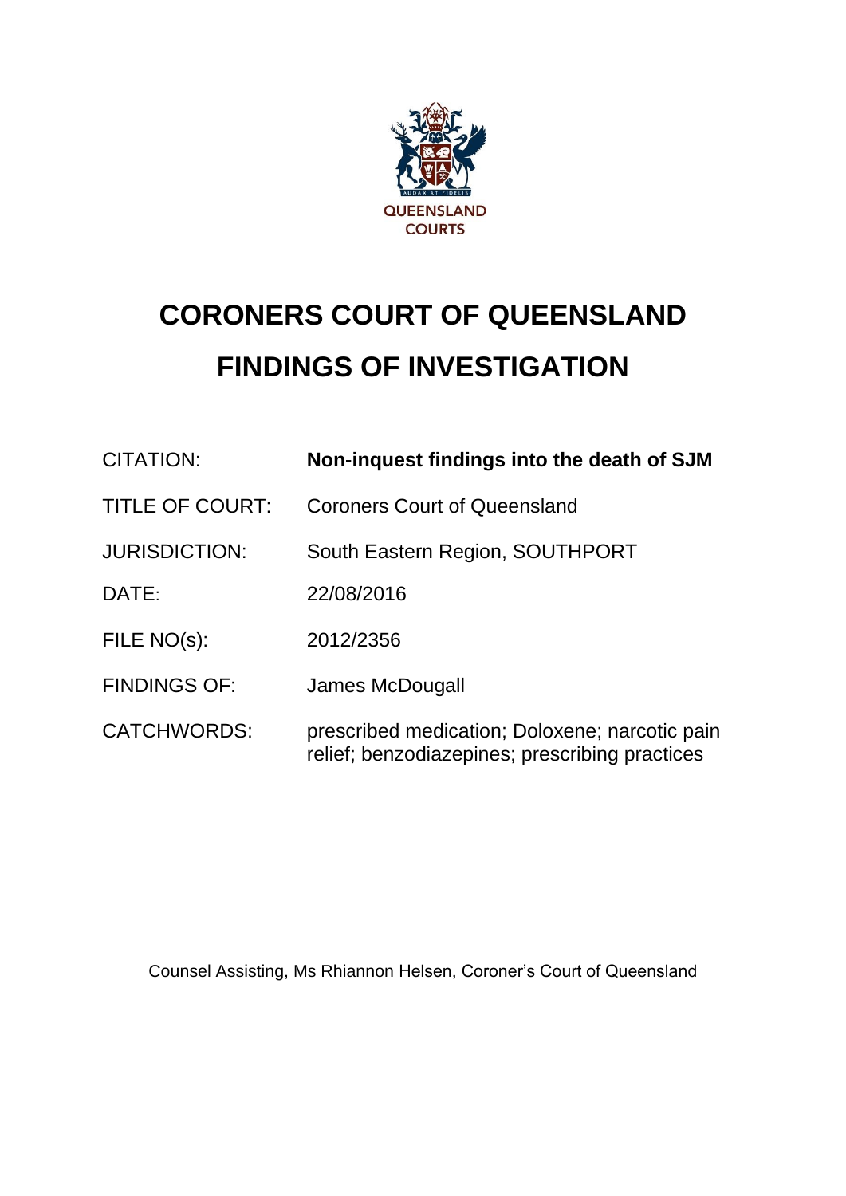QUEENSLAND COURTS

# CORONERS COURT OF QUEENSLAND

# FINDINGS OF INVESTIGATION

| | |
|---|---|
| CITATION: | **Non-inquest findings into the death of SJM** |
| TITLE OF COURT: | Coroners Court of Queensland |
| JURISDICTION: | South Eastern Region, SOUTHPORT |
| DATE: | 22/08/2016 |
| FILE NO(s): | 2012/2356 |
| FINDINGS OF: | James McDougall |
| CATCHWORDS: | prescribed medication; Doloxene; narcotic pain relief; benzodiazepines; prescribing practices |

Counsel Assisting, Ms Rhiannon Helsen, Coroner's Court of Queensland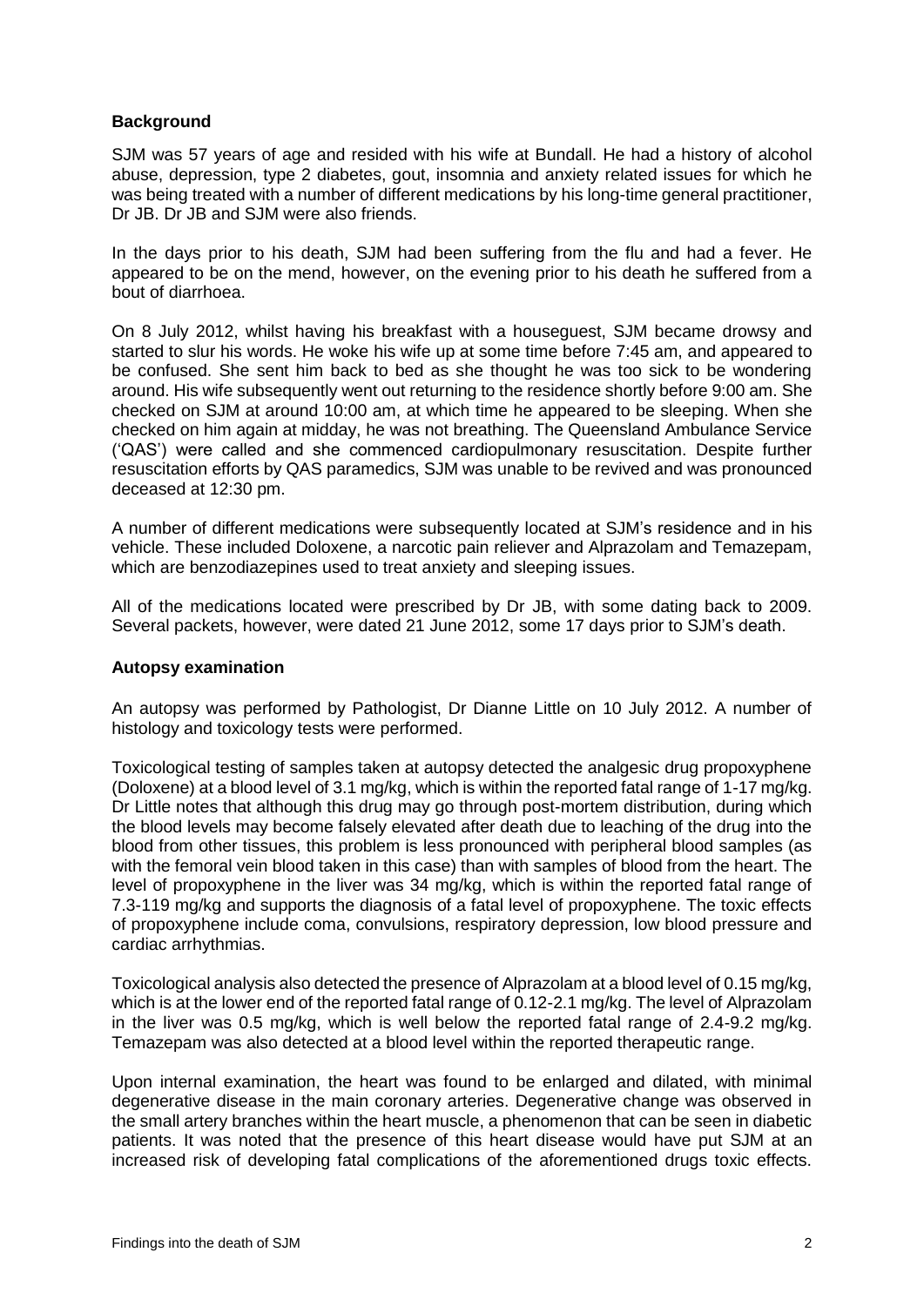## Background

SJM was 57 years of age and resided with his wife at Bundall. He had a history of alcohol abuse, depression, type 2 diabetes, gout, insomnia and anxiety related issues for which he was being treated with a number of different medications by his long-time general practitioner, Dr JB. Dr JB and SJM were also friends.

In the days prior to his death, SJM had been suffering from the flu and had a fever. He appeared to be on the mend, however, on the evening prior to his death he suffered from a bout of diarrhoea.

On 8 July 2012, whilst having his breakfast with a houseguest, SJM became drowsy and started to slur his words. He woke his wife up at some time before 7:45 am, and appeared to be confused. She sent him back to bed as she thought he was too sick to be wondering around. His wife subsequently went out returning to the residence shortly before 9:00 am. She checked on SJM at around 10:00 am, at which time he appeared to be sleeping. When she checked on him again at midday, he was not breathing. The Queensland Ambulance Service ('QAS') were called and she commenced cardiopulmonary resuscitation. Despite further resuscitation efforts by QAS paramedics, SJM was unable to be revived and was pronounced deceased at 12:30 pm.

A number of different medications were subsequently located at SJM's residence and in his vehicle. These included Doloxene, a narcotic pain reliever and Alprazolam and Temazepam, which are benzodiazepines used to treat anxiety and sleeping issues.

All of the medications located were prescribed by Dr JB, with some dating back to 2009. Several packets, however, were dated 21 June 2012, some 17 days prior to SJM's death.

## Autopsy examination

An autopsy was performed by Pathologist, Dr Dianne Little on 10 July 2012. A number of histology and toxicology tests were performed.

Toxicological testing of samples taken at autopsy detected the analgesic drug propoxyphene (Doloxene) at a blood level of 3.1 mg/kg, which is within the reported fatal range of 1-17 mg/kg. Dr Little notes that although this drug may go through post-mortem distribution, during which the blood levels may become falsely elevated after death due to leaching of the drug into the blood from other tissues, this problem is less pronounced with peripheral blood samples (as with the femoral vein blood taken in this case) than with samples of blood from the heart. The level of propoxyphene in the liver was 34 mg/kg, which is within the reported fatal range of 7.3-119 mg/kg and supports the diagnosis of a fatal level of propoxyphene. The toxic effects of propoxyphene include coma, convulsions, respiratory depression, low blood pressure and cardiac arrhythmias.

Toxicological analysis also detected the presence of Alprazolam at a blood level of 0.15 mg/kg, which is at the lower end of the reported fatal range of 0.12-2.1 mg/kg. The level of Alprazolam in the liver was 0.5 mg/kg, which is well below the reported fatal range of 2.4-9.2 mg/kg. Temazepam was also detected at a blood level within the reported therapeutic range.

Upon internal examination, the heart was found to be enlarged and dilated, with minimal degenerative disease in the main coronary arteries. Degenerative change was observed in the small artery branches within the heart muscle, a phenomenon that can be seen in diabetic patients. It was noted that the presence of this heart disease would have put SJM at an increased risk of developing fatal complications of the aforementioned drugs toxic effects.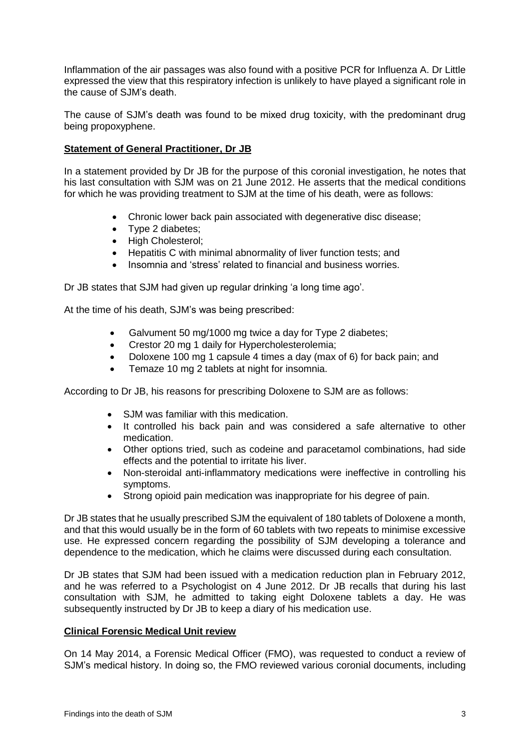Inflammation of the air passages was also found with a positive PCR for Influenza A. Dr Little expressed the view that this respiratory infection is unlikely to have played a significant role in the cause of SJM's death.

The cause of SJM's death was found to be mixed drug toxicity, with the predominant drug being propoxyphene.

**Statement of General Practitioner, Dr JB**

In a statement provided by Dr JB for the purpose of this coronial investigation, he notes that his last consultation with SJM was on 21 June 2012. He asserts that the medical conditions for which he was providing treatment to SJM at the time of his death, were as follows:

- Chronic lower back pain associated with degenerative disc disease;
- Type 2 diabetes;
- High Cholesterol;
- Hepatitis C with minimal abnormality of liver function tests; and
- Insomnia and 'stress' related to financial and business worries.

Dr JB states that SJM had given up regular drinking 'a long time ago'.

At the time of his death, SJM's was being prescribed:

- Galvument 50 mg/1000 mg twice a day for Type 2 diabetes;
- Crestor 20 mg 1 daily for Hypercholesterolemia;
- Doloxene 100 mg 1 capsule 4 times a day (max of 6) for back pain; and
- Temaze 10 mg 2 tablets at night for insomnia.

According to Dr JB, his reasons for prescribing Doloxene to SJM are as follows:

- SJM was familiar with this medication.
- It controlled his back pain and was considered a safe alternative to other medication.
- Other options tried, such as codeine and paracetamol combinations, had side effects and the potential to irritate his liver.
- Non-steroidal anti-inflammatory medications were ineffective in controlling his symptoms.
- Strong opioid pain medication was inappropriate for his degree of pain.

Dr JB states that he usually prescribed SJM the equivalent of 180 tablets of Doloxene a month, and that this would usually be in the form of 60 tablets with two repeats to minimise excessive use. He expressed concern regarding the possibility of SJM developing a tolerance and dependence to the medication, which he claims were discussed during each consultation.

Dr JB states that SJM had been issued with a medication reduction plan in February 2012, and he was referred to a Psychologist on 4 June 2012. Dr JB recalls that during his last consultation with SJM, he admitted to taking eight Doloxene tablets a day. He was subsequently instructed by Dr JB to keep a diary of his medication use.

**Clinical Forensic Medical Unit review**

On 14 May 2014, a Forensic Medical Officer (FMO), was requested to conduct a review of SJM's medical history. In doing so, the FMO reviewed various coronial documents, including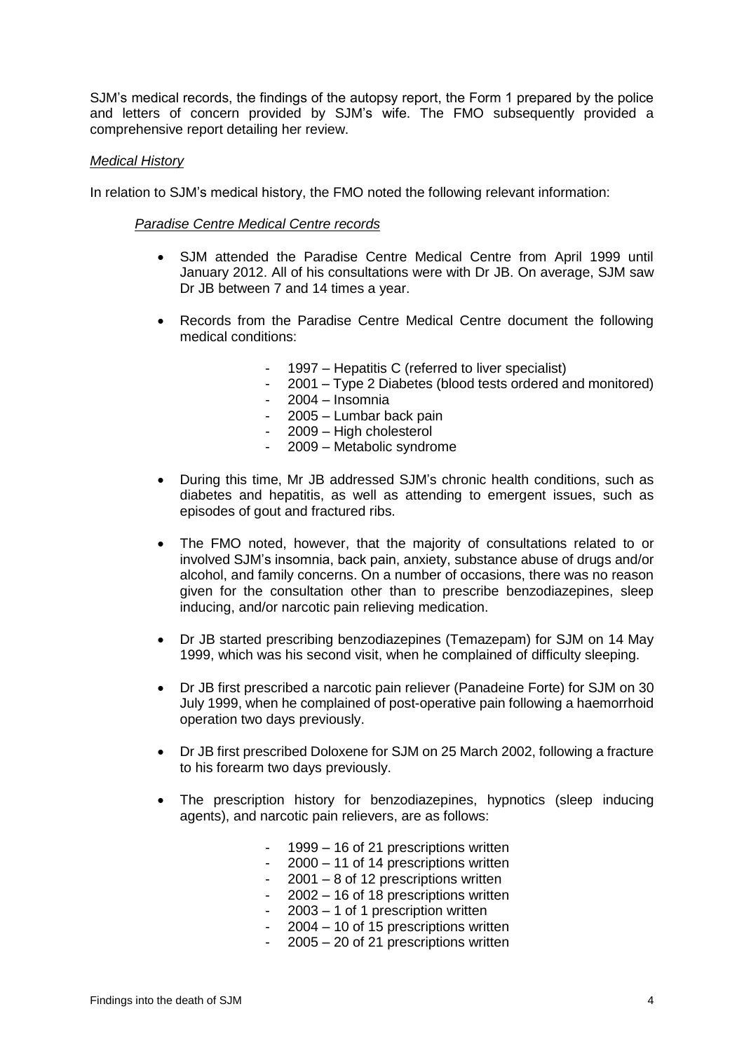SJM's medical records, the findings of the autopsy report, the Form 1 prepared by the police and letters of concern provided by SJM's wife. The FMO subsequently provided a comprehensive report detailing her review.

*Medical History*

In relation to SJM's medical history, the FMO noted the following relevant information:

*Paradise Centre Medical Centre records*

- SJM attended the Paradise Centre Medical Centre from April 1999 until January 2012. All of his consultations were with Dr JB. On average, SJM saw Dr JB between 7 and 14 times a year.
- Records from the Paradise Centre Medical Centre document the following medical conditions:
  - 1997 – Hepatitis C (referred to liver specialist)
  - 2001 – Type 2 Diabetes (blood tests ordered and monitored)
  - 2004 – Insomnia
  - 2005 – Lumbar back pain
  - 2009 – High cholesterol
  - 2009 – Metabolic syndrome
- During this time, Mr JB addressed SJM's chronic health conditions, such as diabetes and hepatitis, as well as attending to emergent issues, such as episodes of gout and fractured ribs.
- The FMO noted, however, that the majority of consultations related to or involved SJM's insomnia, back pain, anxiety, substance abuse of drugs and/or alcohol, and family concerns. On a number of occasions, there was no reason given for the consultation other than to prescribe benzodiazepines, sleep inducing, and/or narcotic pain relieving medication.
- Dr JB started prescribing benzodiazepines (Temazepam) for SJM on 14 May 1999, which was his second visit, when he complained of difficulty sleeping.
- Dr JB first prescribed a narcotic pain reliever (Panadeine Forte) for SJM on 30 July 1999, when he complained of post-operative pain following a haemorrhoid operation two days previously.
- Dr JB first prescribed Doloxene for SJM on 25 March 2002, following a fracture to his forearm two days previously.
- The prescription history for benzodiazepines, hypnotics (sleep inducing agents), and narcotic pain relievers, are as follows:
  - 1999 – 16 of 21 prescriptions written
  - 2000 – 11 of 14 prescriptions written
  - 2001 – 8 of 12 prescriptions written
  - 2002 – 16 of 18 prescriptions written
  - 2003 – 1 of 1 prescription written
  - 2004 – 10 of 15 prescriptions written
  - 2005 – 20 of 21 prescriptions written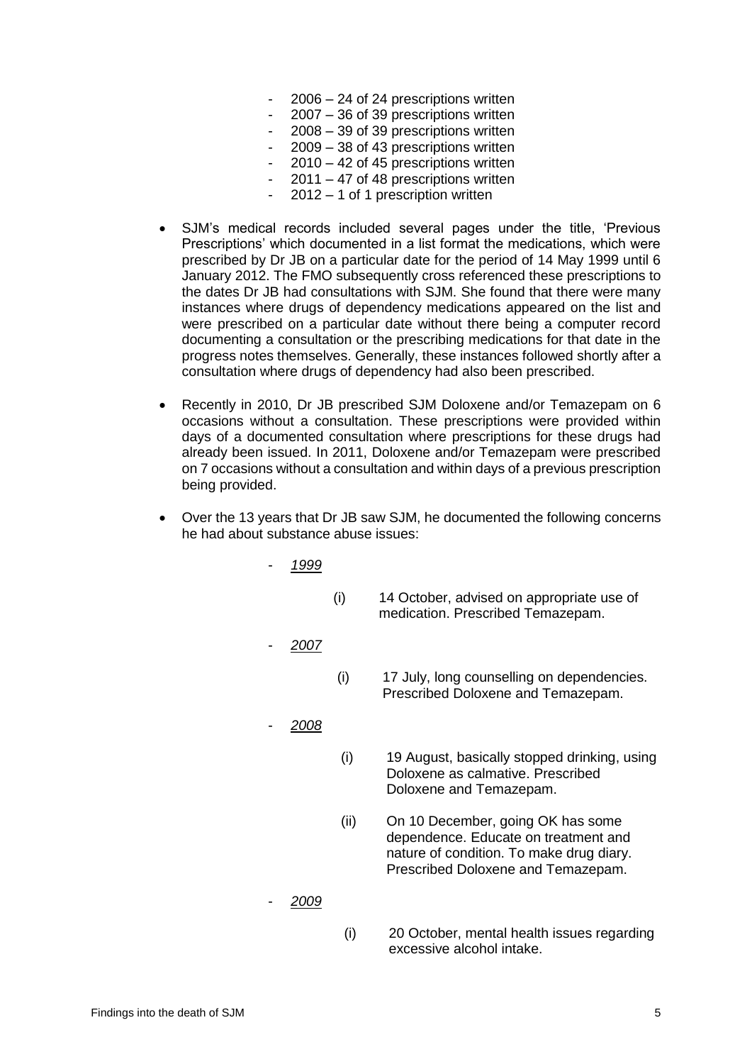- 2006 – 24 of 24 prescriptions written
- 2007 – 36 of 39 prescriptions written
- 2008 – 39 of 39 prescriptions written
- 2009 – 38 of 43 prescriptions written
- 2010 – 42 of 45 prescriptions written
- 2011 – 47 of 48 prescriptions written
- 2012 – 1 of 1 prescription written

- SJM's medical records included several pages under the title, 'Previous Prescriptions' which documented in a list format the medications, which were prescribed by Dr JB on a particular date for the period of 14 May 1999 until 6 January 2012. The FMO subsequently cross referenced these prescriptions to the dates Dr JB had consultations with SJM. She found that there were many instances where drugs of dependency medications appeared on the list and were prescribed on a particular date without there being a computer record documenting a consultation or the prescribing medications for that date in the progress notes themselves. Generally, these instances followed shortly after a consultation where drugs of dependency had also been prescribed.

- Recently in 2010, Dr JB prescribed SJM Doloxene and/or Temazepam on 6 occasions without a consultation. These prescriptions were provided within days of a documented consultation where prescriptions for these drugs had already been issued. In 2011, Doloxene and/or Temazepam were prescribed on 7 occasions without a consultation and within days of a previous prescription being provided.

- Over the 13 years that Dr JB saw SJM, he documented the following concerns he had about substance abuse issues:

  - *1999*

    (i) 14 October, advised on appropriate use of medication. Prescribed Temazepam.

  - *2007*

    (i) 17 July, long counselling on dependencies. Prescribed Doloxene and Temazepam.

  - *2008*

    (i) 19 August, basically stopped drinking, using Doloxene as calmative. Prescribed Doloxene and Temazepam.

    (ii) On 10 December, going OK has some dependence. Educate on treatment and nature of condition. To make drug diary. Prescribed Doloxene and Temazepam.

  - *2009*

    (i) 20 October, mental health issues regarding excessive alcohol intake.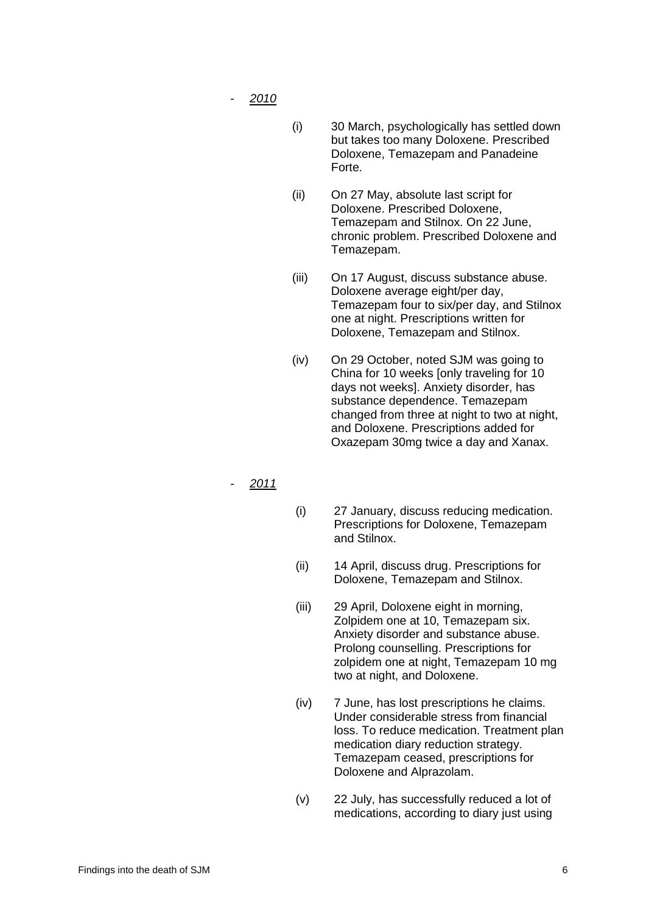- *2010*

  (i) 30 March, psychologically has settled down but takes too many Doloxene. Prescribed Doloxene, Temazepam and Panadeine Forte.

  (ii) On 27 May, absolute last script for Doloxene. Prescribed Doloxene, Temazepam and Stilnox. On 22 June, chronic problem. Prescribed Doloxene and Temazepam.

  (iii) On 17 August, discuss substance abuse. Doloxene average eight/per day, Temazepam four to six/per day, and Stilnox one at night. Prescriptions written for Doloxene, Temazepam and Stilnox.

  (iv) On 29 October, noted SJM was going to China for 10 weeks [only traveling for 10 days not weeks]. Anxiety disorder, has substance dependence. Temazepam changed from three at night to two at night, and Doloxene. Prescriptions added for Oxazepam 30mg twice a day and Xanax.

- *2011*

  (i) 27 January, discuss reducing medication. Prescriptions for Doloxene, Temazepam and Stilnox.

  (ii) 14 April, discuss drug. Prescriptions for Doloxene, Temazepam and Stilnox.

  (iii) 29 April, Doloxene eight in morning, Zolpidem one at 10, Temazepam six. Anxiety disorder and substance abuse. Prolong counselling. Prescriptions for zolpidem one at night, Temazepam 10 mg two at night, and Doloxene.

  (iv) 7 June, has lost prescriptions he claims. Under considerable stress from financial loss. To reduce medication. Treatment plan medication diary reduction strategy. Temazepam ceased, prescriptions for Doloxene and Alprazolam.

  (v) 22 July, has successfully reduced a lot of medications, according to diary just using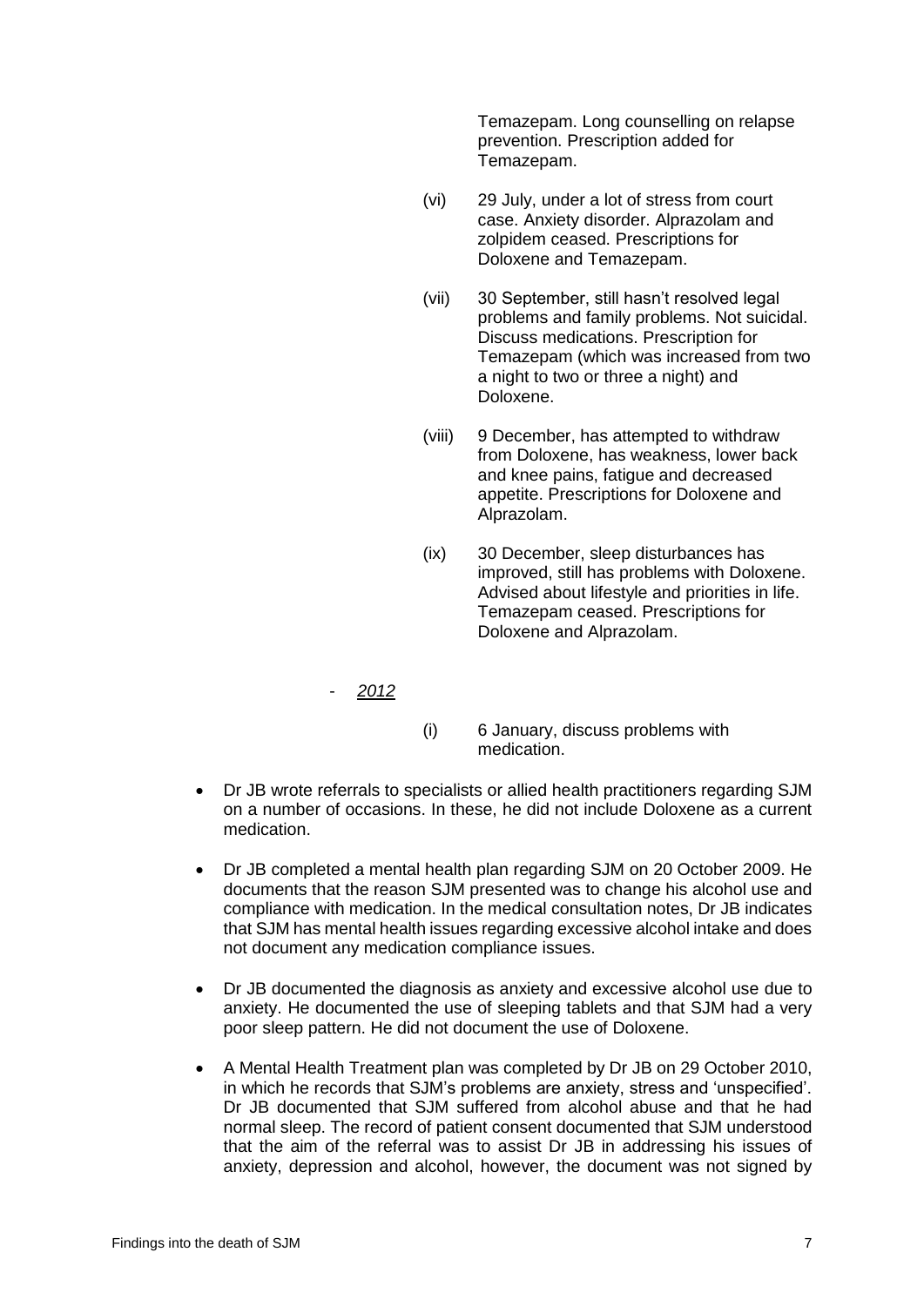Temazepam. Long counselling on relapse prevention. Prescription added for Temazepam.

(vi) 29 July, under a lot of stress from court case. Anxiety disorder. Alprazolam and zolpidem ceased. Prescriptions for Doloxene and Temazepam.

(vii) 30 September, still hasn't resolved legal problems and family problems. Not suicidal. Discuss medications. Prescription for Temazepam (which was increased from two a night to two or three a night) and Doloxene.

(viii) 9 December, has attempted to withdraw from Doloxene, has weakness, lower back and knee pains, fatigue and decreased appetite. Prescriptions for Doloxene and Alprazolam.

(ix) 30 December, sleep disturbances has improved, still has problems with Doloxene. Advised about lifestyle and priorities in life. Temazepam ceased. Prescriptions for Doloxene and Alprazolam.

- *2012*

(i) 6 January, discuss problems with medication.

- Dr JB wrote referrals to specialists or allied health practitioners regarding SJM on a number of occasions. In these, he did not include Doloxene as a current medication.

- Dr JB completed a mental health plan regarding SJM on 20 October 2009. He documents that the reason SJM presented was to change his alcohol use and compliance with medication. In the medical consultation notes, Dr JB indicates that SJM has mental health issues regarding excessive alcohol intake and does not document any medication compliance issues.

- Dr JB documented the diagnosis as anxiety and excessive alcohol use due to anxiety. He documented the use of sleeping tablets and that SJM had a very poor sleep pattern. He did not document the use of Doloxene.

- A Mental Health Treatment plan was completed by Dr JB on 29 October 2010, in which he records that SJM's problems are anxiety, stress and 'unspecified'. Dr JB documented that SJM suffered from alcohol abuse and that he had normal sleep. The record of patient consent documented that SJM understood that the aim of the referral was to assist Dr JB in addressing his issues of anxiety, depression and alcohol, however, the document was not signed by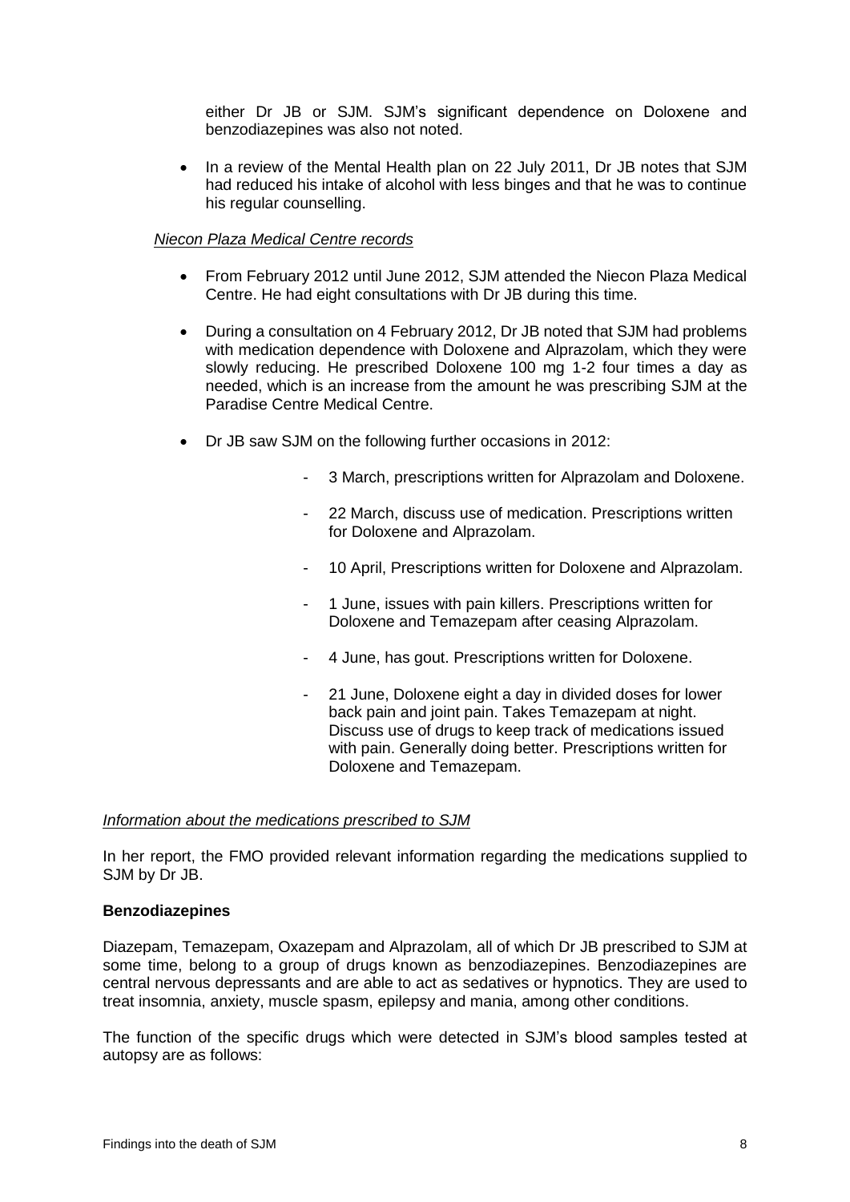either Dr JB or SJM. SJM's significant dependence on Doloxene and benzodiazepines was also not noted.

- In a review of the Mental Health plan on 22 July 2011, Dr JB notes that SJM had reduced his intake of alcohol with less binges and that he was to continue his regular counselling.

*Niecon Plaza Medical Centre records*

- From February 2012 until June 2012, SJM attended the Niecon Plaza Medical Centre. He had eight consultations with Dr JB during this time.
- During a consultation on 4 February 2012, Dr JB noted that SJM had problems with medication dependence with Doloxene and Alprazolam, which they were slowly reducing. He prescribed Doloxene 100 mg 1-2 four times a day as needed, which is an increase from the amount he was prescribing SJM at the Paradise Centre Medical Centre.
- Dr JB saw SJM on the following further occasions in 2012:
    - 3 March, prescriptions written for Alprazolam and Doloxene.
    - 22 March, discuss use of medication. Prescriptions written for Doloxene and Alprazolam.
    - 10 April, Prescriptions written for Doloxene and Alprazolam.
    - 1 June, issues with pain killers. Prescriptions written for Doloxene and Temazepam after ceasing Alprazolam.
    - 4 June, has gout. Prescriptions written for Doloxene.
    - 21 June, Doloxene eight a day in divided doses for lower back pain and joint pain. Takes Temazepam at night. Discuss use of drugs to keep track of medications issued with pain. Generally doing better. Prescriptions written for Doloxene and Temazepam.

*Information about the medications prescribed to SJM*

In her report, the FMO provided relevant information regarding the medications supplied to SJM by Dr JB.

**Benzodiazepines**

Diazepam, Temazepam, Oxazepam and Alprazolam, all of which Dr JB prescribed to SJM at some time, belong to a group of drugs known as benzodiazepines. Benzodiazepines are central nervous depressants and are able to act as sedatives or hypnotics. They are used to treat insomnia, anxiety, muscle spasm, epilepsy and mania, among other conditions.

The function of the specific drugs which were detected in SJM's blood samples tested at autopsy are as follows: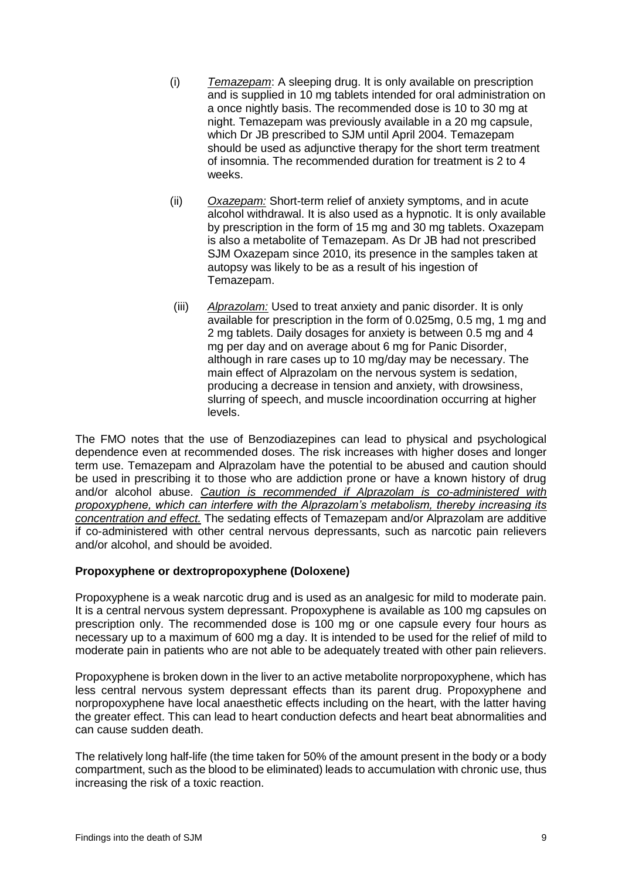(i) *Temazepam*: A sleeping drug. It is only available on prescription and is supplied in 10 mg tablets intended for oral administration on a once nightly basis. The recommended dose is 10 to 30 mg at night. Temazepam was previously available in a 20 mg capsule, which Dr JB prescribed to SJM until April 2004. Temazepam should be used as adjunctive therapy for the short term treatment of insomnia. The recommended duration for treatment is 2 to 4 weeks.

(ii) *Oxazepam:* Short-term relief of anxiety symptoms, and in acute alcohol withdrawal. It is also used as a hypnotic. It is only available by prescription in the form of 15 mg and 30 mg tablets. Oxazepam is also a metabolite of Temazepam. As Dr JB had not prescribed SJM Oxazepam since 2010, its presence in the samples taken at autopsy was likely to be as a result of his ingestion of Temazepam.

(iii) *Alprazolam:* Used to treat anxiety and panic disorder. It is only available for prescription in the form of 0.025mg, 0.5 mg, 1 mg and 2 mg tablets. Daily dosages for anxiety is between 0.5 mg and 4 mg per day and on average about 6 mg for Panic Disorder, although in rare cases up to 10 mg/day may be necessary. The main effect of Alprazolam on the nervous system is sedation, producing a decrease in tension and anxiety, with drowsiness, slurring of speech, and muscle incoordination occurring at higher levels.

The FMO notes that the use of Benzodiazepines can lead to physical and psychological dependence even at recommended doses. The risk increases with higher doses and longer term use. Temazepam and Alprazolam have the potential to be abused and caution should be used in prescribing it to those who are addiction prone or have a known history of drug and/or alcohol abuse. <u>*Caution is recommended if Alprazolam is co-administered with propoxyphene, which can interfere with the Alprazolam's metabolism, thereby increasing its concentration and effect.*</u> The sedating effects of Temazepam and/or Alprazolam are additive if co-administered with other central nervous depressants, such as narcotic pain relievers and/or alcohol, and should be avoided.

**Propoxyphene or dextropropoxyphene (Doloxene)**

Propoxyphene is a weak narcotic drug and is used as an analgesic for mild to moderate pain. It is a central nervous system depressant. Propoxyphene is available as 100 mg capsules on prescription only. The recommended dose is 100 mg or one capsule every four hours as necessary up to a maximum of 600 mg a day. It is intended to be used for the relief of mild to moderate pain in patients who are not able to be adequately treated with other pain relievers.

Propoxyphene is broken down in the liver to an active metabolite norpropoxyphene, which has less central nervous system depressant effects than its parent drug. Propoxyphene and norpropoxyphene have local anaesthetic effects including on the heart, with the latter having the greater effect. This can lead to heart conduction defects and heart beat abnormalities and can cause sudden death.

The relatively long half-life (the time taken for 50% of the amount present in the body or a body compartment, such as the blood to be eliminated) leads to accumulation with chronic use, thus increasing the risk of a toxic reaction.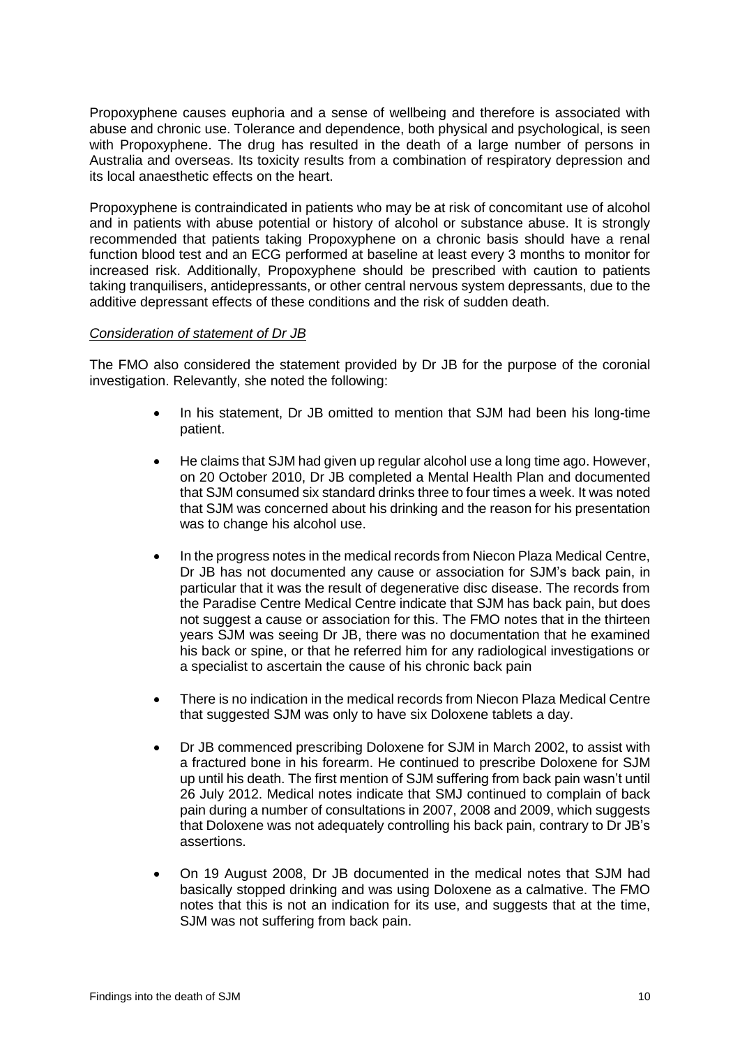Propoxyphene causes euphoria and a sense of wellbeing and therefore is associated with abuse and chronic use. Tolerance and dependence, both physical and psychological, is seen with Propoxyphene. The drug has resulted in the death of a large number of persons in Australia and overseas. Its toxicity results from a combination of respiratory depression and its local anaesthetic effects on the heart.

Propoxyphene is contraindicated in patients who may be at risk of concomitant use of alcohol and in patients with abuse potential or history of alcohol or substance abuse. It is strongly recommended that patients taking Propoxyphene on a chronic basis should have a renal function blood test and an ECG performed at baseline at least every 3 months to monitor for increased risk. Additionally, Propoxyphene should be prescribed with caution to patients taking tranquilisers, antidepressants, or other central nervous system depressants, due to the additive depressant effects of these conditions and the risk of sudden death.

*Consideration of statement of Dr JB*

The FMO also considered the statement provided by Dr JB for the purpose of the coronial investigation. Relevantly, she noted the following:

- In his statement, Dr JB omitted to mention that SJM had been his long-time patient.
- He claims that SJM had given up regular alcohol use a long time ago. However, on 20 October 2010, Dr JB completed a Mental Health Plan and documented that SJM consumed six standard drinks three to four times a week. It was noted that SJM was concerned about his drinking and the reason for his presentation was to change his alcohol use.
- In the progress notes in the medical records from Niecon Plaza Medical Centre, Dr JB has not documented any cause or association for SJM's back pain, in particular that it was the result of degenerative disc disease. The records from the Paradise Centre Medical Centre indicate that SJM has back pain, but does not suggest a cause or association for this. The FMO notes that in the thirteen years SJM was seeing Dr JB, there was no documentation that he examined his back or spine, or that he referred him for any radiological investigations or a specialist to ascertain the cause of his chronic back pain
- There is no indication in the medical records from Niecon Plaza Medical Centre that suggested SJM was only to have six Doloxene tablets a day.
- Dr JB commenced prescribing Doloxene for SJM in March 2002, to assist with a fractured bone in his forearm. He continued to prescribe Doloxene for SJM up until his death. The first mention of SJM suffering from back pain wasn't until 26 July 2012. Medical notes indicate that SMJ continued to complain of back pain during a number of consultations in 2007, 2008 and 2009, which suggests that Doloxene was not adequately controlling his back pain, contrary to Dr JB's assertions.
- On 19 August 2008, Dr JB documented in the medical notes that SJM had basically stopped drinking and was using Doloxene as a calmative. The FMO notes that this is not an indication for its use, and suggests that at the time, SJM was not suffering from back pain.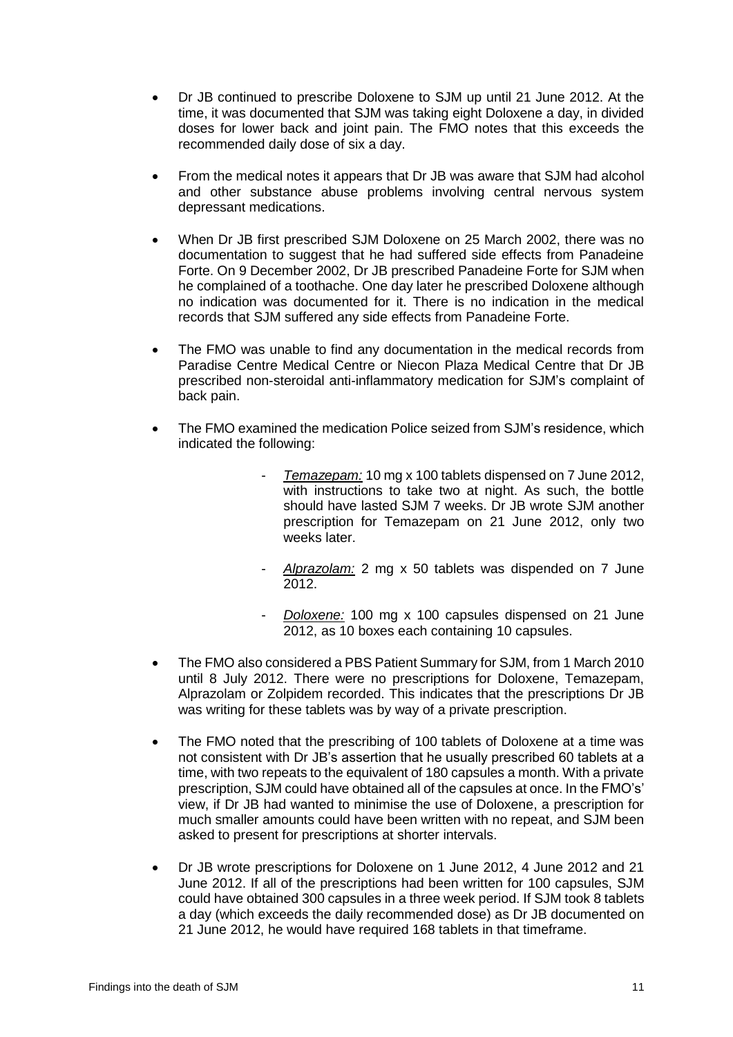- Dr JB continued to prescribe Doloxene to SJM up until 21 June 2012. At the time, it was documented that SJM was taking eight Doloxene a day, in divided doses for lower back and joint pain. The FMO notes that this exceeds the recommended daily dose of six a day.

- From the medical notes it appears that Dr JB was aware that SJM had alcohol and other substance abuse problems involving central nervous system depressant medications.

- When Dr JB first prescribed SJM Doloxene on 25 March 2002, there was no documentation to suggest that he had suffered side effects from Panadeine Forte. On 9 December 2002, Dr JB prescribed Panadeine Forte for SJM when he complained of a toothache. One day later he prescribed Doloxene although no indication was documented for it. There is no indication in the medical records that SJM suffered any side effects from Panadeine Forte.

- The FMO was unable to find any documentation in the medical records from Paradise Centre Medical Centre or Niecon Plaza Medical Centre that Dr JB prescribed non-steroidal anti-inflammatory medication for SJM's complaint of back pain.

- The FMO examined the medication Police seized from SJM's residence, which indicated the following:

    - *Temazepam:* 10 mg x 100 tablets dispensed on 7 June 2012, with instructions to take two at night. As such, the bottle should have lasted SJM 7 weeks. Dr JB wrote SJM another prescription for Temazepam on 21 June 2012, only two weeks later.

    - *Alprazolam:* 2 mg x 50 tablets was dispended on 7 June 2012.

    - *Doloxene:* 100 mg x 100 capsules dispensed on 21 June 2012, as 10 boxes each containing 10 capsules.

- The FMO also considered a PBS Patient Summary for SJM, from 1 March 2010 until 8 July 2012. There were no prescriptions for Doloxene, Temazepam, Alprazolam or Zolpidem recorded. This indicates that the prescriptions Dr JB was writing for these tablets was by way of a private prescription.

- The FMO noted that the prescribing of 100 tablets of Doloxene at a time was not consistent with Dr JB's assertion that he usually prescribed 60 tablets at a time, with two repeats to the equivalent of 180 capsules a month. With a private prescription, SJM could have obtained all of the capsules at once. In the FMO's' view, if Dr JB had wanted to minimise the use of Doloxene, a prescription for much smaller amounts could have been written with no repeat, and SJM been asked to present for prescriptions at shorter intervals.

- Dr JB wrote prescriptions for Doloxene on 1 June 2012, 4 June 2012 and 21 June 2012. If all of the prescriptions had been written for 100 capsules, SJM could have obtained 300 capsules in a three week period. If SJM took 8 tablets a day (which exceeds the daily recommended dose) as Dr JB documented on 21 June 2012, he would have required 168 tablets in that timeframe.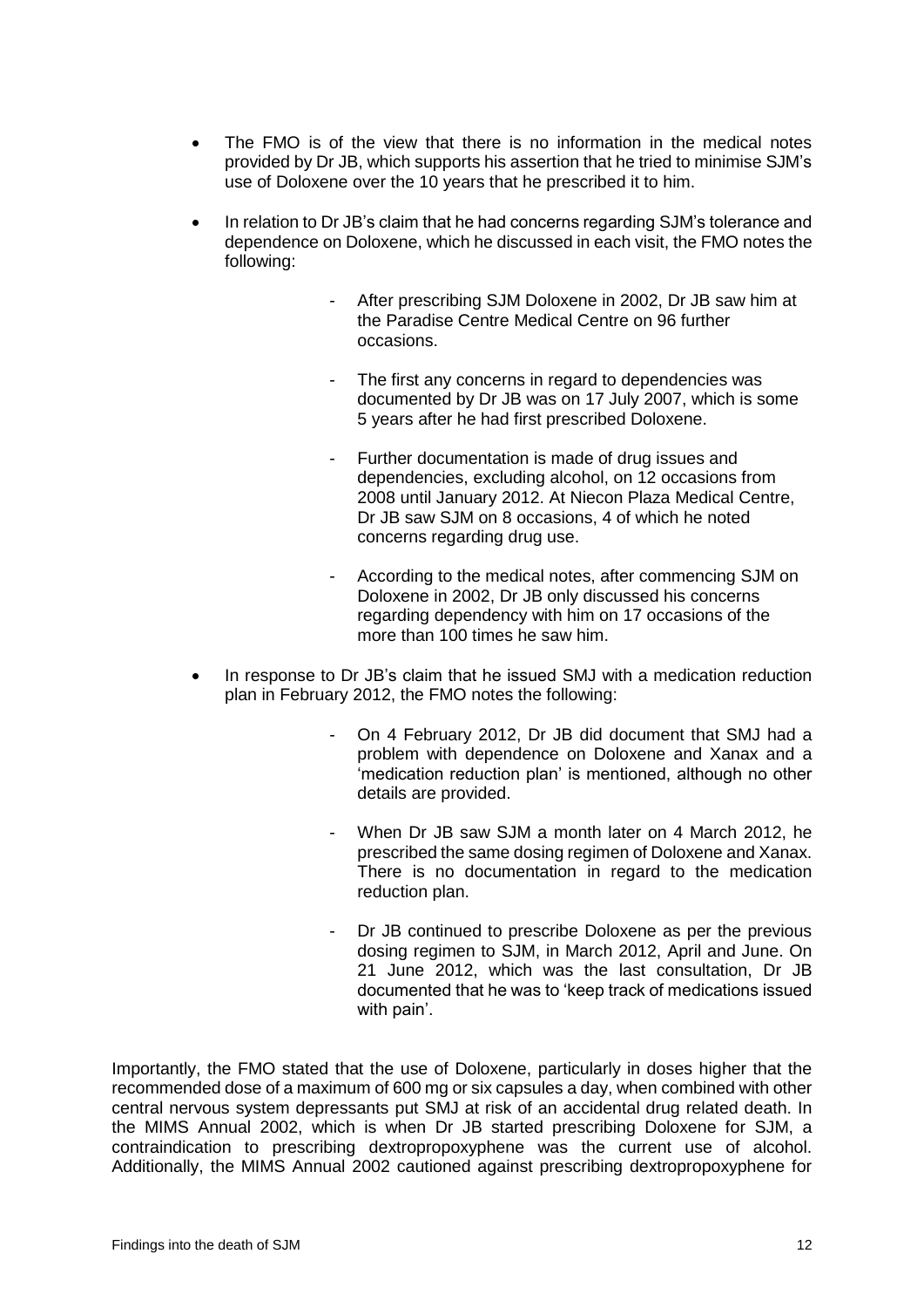- The FMO is of the view that there is no information in the medical notes provided by Dr JB, which supports his assertion that he tried to minimise SJM's use of Doloxene over the 10 years that he prescribed it to him.

- In relation to Dr JB's claim that he had concerns regarding SJM's tolerance and dependence on Doloxene, which he discussed in each visit, the FMO notes the following:

  - After prescribing SJM Doloxene in 2002, Dr JB saw him at the Paradise Centre Medical Centre on 96 further occasions.

  - The first any concerns in regard to dependencies was documented by Dr JB was on 17 July 2007, which is some 5 years after he had first prescribed Doloxene.

  - Further documentation is made of drug issues and dependencies, excluding alcohol, on 12 occasions from 2008 until January 2012. At Niecon Plaza Medical Centre, Dr JB saw SJM on 8 occasions, 4 of which he noted concerns regarding drug use.

  - According to the medical notes, after commencing SJM on Doloxene in 2002, Dr JB only discussed his concerns regarding dependency with him on 17 occasions of the more than 100 times he saw him.

- In response to Dr JB's claim that he issued SMJ with a medication reduction plan in February 2012, the FMO notes the following:

  - On 4 February 2012, Dr JB did document that SMJ had a problem with dependence on Doloxene and Xanax and a 'medication reduction plan' is mentioned, although no other details are provided.

  - When Dr JB saw SJM a month later on 4 March 2012, he prescribed the same dosing regimen of Doloxene and Xanax. There is no documentation in regard to the medication reduction plan.

  - Dr JB continued to prescribe Doloxene as per the previous dosing regimen to SJM, in March 2012, April and June. On 21 June 2012, which was the last consultation, Dr JB documented that he was to 'keep track of medications issued with pain'.

Importantly, the FMO stated that the use of Doloxene, particularly in doses higher that the recommended dose of a maximum of 600 mg or six capsules a day, when combined with other central nervous system depressants put SMJ at risk of an accidental drug related death. In the MIMS Annual 2002, which is when Dr JB started prescribing Doloxene for SJM, a contraindication to prescribing dextropropoxyphene was the current use of alcohol. Additionally, the MIMS Annual 2002 cautioned against prescribing dextropropoxyphene for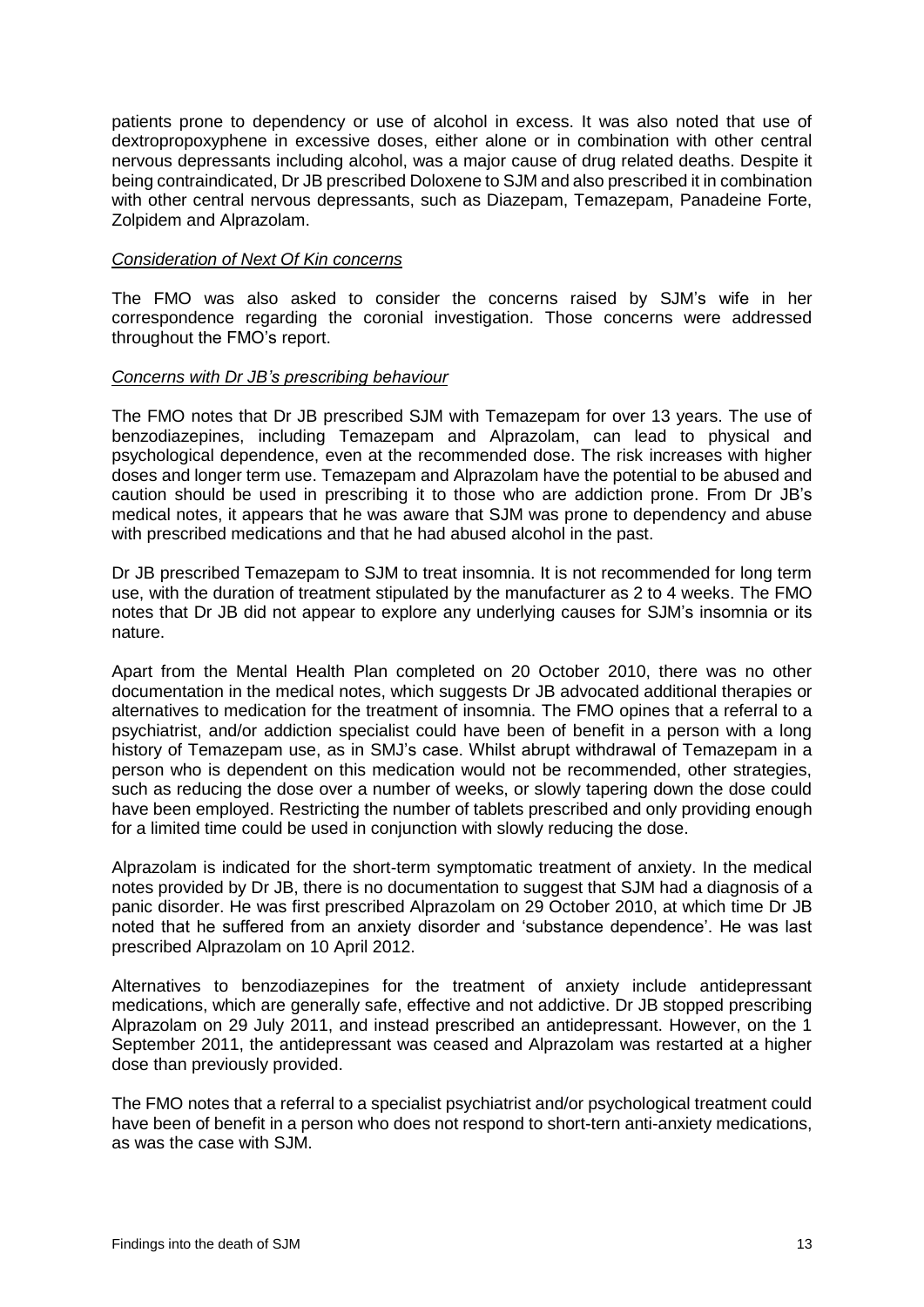patients prone to dependency or use of alcohol in excess. It was also noted that use of dextropropoxyphene in excessive doses, either alone or in combination with other central nervous depressants including alcohol, was a major cause of drug related deaths. Despite it being contraindicated, Dr JB prescribed Doloxene to SJM and also prescribed it in combination with other central nervous depressants, such as Diazepam, Temazepam, Panadeine Forte, Zolpidem and Alprazolam.

*Consideration of Next Of Kin concerns*

The FMO was also asked to consider the concerns raised by SJM's wife in her correspondence regarding the coronial investigation. Those concerns were addressed throughout the FMO's report.

*Concerns with Dr JB's prescribing behaviour*

The FMO notes that Dr JB prescribed SJM with Temazepam for over 13 years. The use of benzodiazepines, including Temazepam and Alprazolam, can lead to physical and psychological dependence, even at the recommended dose. The risk increases with higher doses and longer term use. Temazepam and Alprazolam have the potential to be abused and caution should be used in prescribing it to those who are addiction prone. From Dr JB's medical notes, it appears that he was aware that SJM was prone to dependency and abuse with prescribed medications and that he had abused alcohol in the past.

Dr JB prescribed Temazepam to SJM to treat insomnia. It is not recommended for long term use, with the duration of treatment stipulated by the manufacturer as 2 to 4 weeks. The FMO notes that Dr JB did not appear to explore any underlying causes for SJM's insomnia or its nature.

Apart from the Mental Health Plan completed on 20 October 2010, there was no other documentation in the medical notes, which suggests Dr JB advocated additional therapies or alternatives to medication for the treatment of insomnia. The FMO opines that a referral to a psychiatrist, and/or addiction specialist could have been of benefit in a person with a long history of Temazepam use, as in SMJ's case. Whilst abrupt withdrawal of Temazepam in a person who is dependent on this medication would not be recommended, other strategies, such as reducing the dose over a number of weeks, or slowly tapering down the dose could have been employed. Restricting the number of tablets prescribed and only providing enough for a limited time could be used in conjunction with slowly reducing the dose.

Alprazolam is indicated for the short-term symptomatic treatment of anxiety. In the medical notes provided by Dr JB, there is no documentation to suggest that SJM had a diagnosis of a panic disorder. He was first prescribed Alprazolam on 29 October 2010, at which time Dr JB noted that he suffered from an anxiety disorder and 'substance dependence'. He was last prescribed Alprazolam on 10 April 2012.

Alternatives to benzodiazepines for the treatment of anxiety include antidepressant medications, which are generally safe, effective and not addictive. Dr JB stopped prescribing Alprazolam on 29 July 2011, and instead prescribed an antidepressant. However, on the 1 September 2011, the antidepressant was ceased and Alprazolam was restarted at a higher dose than previously provided.

The FMO notes that a referral to a specialist psychiatrist and/or psychological treatment could have been of benefit in a person who does not respond to short-tern anti-anxiety medications, as was the case with SJM.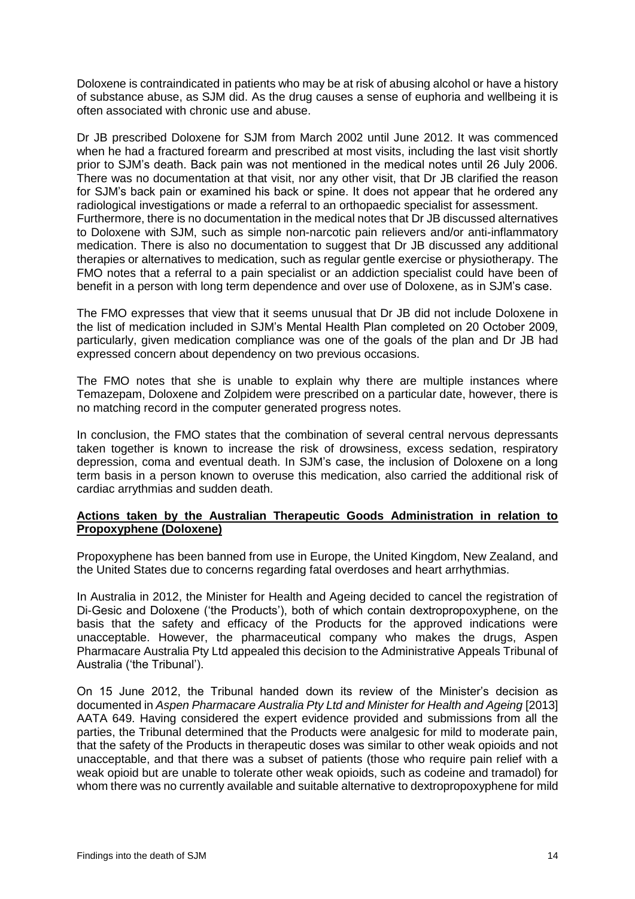Doloxene is contraindicated in patients who may be at risk of abusing alcohol or have a history of substance abuse, as SJM did. As the drug causes a sense of euphoria and wellbeing it is often associated with chronic use and abuse.

Dr JB prescribed Doloxene for SJM from March 2002 until June 2012. It was commenced when he had a fractured forearm and prescribed at most visits, including the last visit shortly prior to SJM's death. Back pain was not mentioned in the medical notes until 26 July 2006. There was no documentation at that visit, nor any other visit, that Dr JB clarified the reason for SJM's back pain or examined his back or spine. It does not appear that he ordered any radiological investigations or made a referral to an orthopaedic specialist for assessment. Furthermore, there is no documentation in the medical notes that Dr JB discussed alternatives to Doloxene with SJM, such as simple non-narcotic pain relievers and/or anti-inflammatory medication. There is also no documentation to suggest that Dr JB discussed any additional therapies or alternatives to medication, such as regular gentle exercise or physiotherapy. The FMO notes that a referral to a pain specialist or an addiction specialist could have been of benefit in a person with long term dependence and over use of Doloxene, as in SJM's case.

The FMO expresses that view that it seems unusual that Dr JB did not include Doloxene in the list of medication included in SJM's Mental Health Plan completed on 20 October 2009, particularly, given medication compliance was one of the goals of the plan and Dr JB had expressed concern about dependency on two previous occasions.

The FMO notes that she is unable to explain why there are multiple instances where Temazepam, Doloxene and Zolpidem were prescribed on a particular date, however, there is no matching record in the computer generated progress notes.

In conclusion, the FMO states that the combination of several central nervous depressants taken together is known to increase the risk of drowsiness, excess sedation, respiratory depression, coma and eventual death. In SJM's case, the inclusion of Doloxene on a long term basis in a person known to overuse this medication, also carried the additional risk of cardiac arrythmias and sudden death.

**Actions taken by the Australian Therapeutic Goods Administration in relation to Propoxyphene (Doloxene)**

Propoxyphene has been banned from use in Europe, the United Kingdom, New Zealand, and the United States due to concerns regarding fatal overdoses and heart arrhythmias.

In Australia in 2012, the Minister for Health and Ageing decided to cancel the registration of Di-Gesic and Doloxene ('the Products'), both of which contain dextropropoxyphene, on the basis that the safety and efficacy of the Products for the approved indications were unacceptable. However, the pharmaceutical company who makes the drugs, Aspen Pharmacare Australia Pty Ltd appealed this decision to the Administrative Appeals Tribunal of Australia ('the Tribunal').

On 15 June 2012, the Tribunal handed down its review of the Minister's decision as documented in *Aspen Pharmacare Australia Pty Ltd and Minister for Health and Ageing* [2013] AATA 649. Having considered the expert evidence provided and submissions from all the parties, the Tribunal determined that the Products were analgesic for mild to moderate pain, that the safety of the Products in therapeutic doses was similar to other weak opioids and not unacceptable, and that there was a subset of patients (those who require pain relief with a weak opioid but are unable to tolerate other weak opioids, such as codeine and tramadol) for whom there was no currently available and suitable alternative to dextropropoxyphene for mild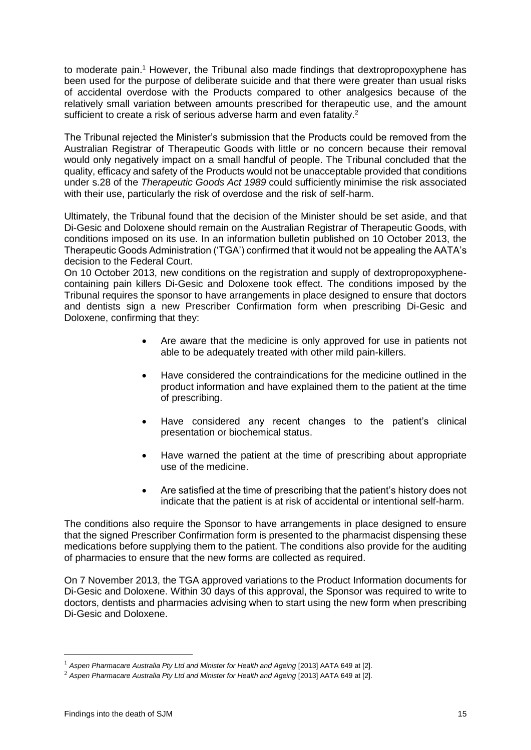to moderate pain.[1] However, the Tribunal also made findings that dextropropoxyphene has been used for the purpose of deliberate suicide and that there were greater than usual risks of accidental overdose with the Products compared to other analgesics because of the relatively small variation between amounts prescribed for therapeutic use, and the amount sufficient to create a risk of serious adverse harm and even fatality.[2]

The Tribunal rejected the Minister's submission that the Products could be removed from the Australian Registrar of Therapeutic Goods with little or no concern because their removal would only negatively impact on a small handful of people. The Tribunal concluded that the quality, efficacy and safety of the Products would not be unacceptable provided that conditions under s.28 of the *Therapeutic Goods Act 1989* could sufficiently minimise the risk associated with their use, particularly the risk of overdose and the risk of self-harm.

Ultimately, the Tribunal found that the decision of the Minister should be set aside, and that Di-Gesic and Doloxene should remain on the Australian Registrar of Therapeutic Goods, with conditions imposed on its use. In an information bulletin published on 10 October 2013, the Therapeutic Goods Administration ('TGA') confirmed that it would not be appealing the AATA's decision to the Federal Court.

On 10 October 2013, new conditions on the registration and supply of dextropropoxyphene-containing pain killers Di-Gesic and Doloxene took effect. The conditions imposed by the Tribunal requires the sponsor to have arrangements in place designed to ensure that doctors and dentists sign a new Prescriber Confirmation form when prescribing Di-Gesic and Doloxene, confirming that they:

- Are aware that the medicine is only approved for use in patients not able to be adequately treated with other mild pain-killers.
- Have considered the contraindications for the medicine outlined in the product information and have explained them to the patient at the time of prescribing.
- Have considered any recent changes to the patient's clinical presentation or biochemical status.
- Have warned the patient at the time of prescribing about appropriate use of the medicine.
- Are satisfied at the time of prescribing that the patient's history does not indicate that the patient is at risk of accidental or intentional self-harm.

The conditions also require the Sponsor to have arrangements in place designed to ensure that the signed Prescriber Confirmation form is presented to the pharmacist dispensing these medications before supplying them to the patient. The conditions also provide for the auditing of pharmacies to ensure that the new forms are collected as required.

On 7 November 2013, the TGA approved variations to the Product Information documents for Di-Gesic and Doloxene. Within 30 days of this approval, the Sponsor was required to write to doctors, dentists and pharmacies advising when to start using the new form when prescribing Di-Gesic and Doloxene.

[1] *Aspen Pharmacare Australia Pty Ltd and Minister for Health and Ageing* [2013] AATA 649 at [2].

[2] *Aspen Pharmacare Australia Pty Ltd and Minister for Health and Ageing* [2013] AATA 649 at [2].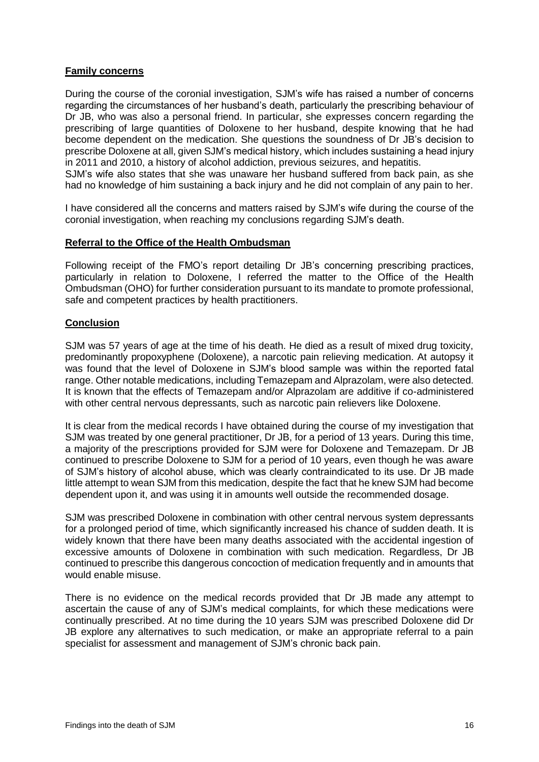**Family concerns**

During the course of the coronial investigation, SJM's wife has raised a number of concerns regarding the circumstances of her husband's death, particularly the prescribing behaviour of Dr JB, who was also a personal friend. In particular, she expresses concern regarding the prescribing of large quantities of Doloxene to her husband, despite knowing that he had become dependent on the medication. She questions the soundness of Dr JB's decision to prescribe Doloxene at all, given SJM's medical history, which includes sustaining a head injury in 2011 and 2010, a history of alcohol addiction, previous seizures, and hepatitis.
SJM's wife also states that she was unaware her husband suffered from back pain, as she had no knowledge of him sustaining a back injury and he did not complain of any pain to her.

I have considered all the concerns and matters raised by SJM's wife during the course of the coronial investigation, when reaching my conclusions regarding SJM's death.

**Referral to the Office of the Health Ombudsman**

Following receipt of the FMO's report detailing Dr JB's concerning prescribing practices, particularly in relation to Doloxene, I referred the matter to the Office of the Health Ombudsman (OHO) for further consideration pursuant to its mandate to promote professional, safe and competent practices by health practitioners.

**Conclusion**

SJM was 57 years of age at the time of his death. He died as a result of mixed drug toxicity, predominantly propoxyphene (Doloxene), a narcotic pain relieving medication. At autopsy it was found that the level of Doloxene in SJM's blood sample was within the reported fatal range. Other notable medications, including Temazepam and Alprazolam, were also detected. It is known that the effects of Temazepam and/or Alprazolam are additive if co-administered with other central nervous depressants, such as narcotic pain relievers like Doloxene.

It is clear from the medical records I have obtained during the course of my investigation that SJM was treated by one general practitioner, Dr JB, for a period of 13 years. During this time, a majority of the prescriptions provided for SJM were for Doloxene and Temazepam. Dr JB continued to prescribe Doloxene to SJM for a period of 10 years, even though he was aware of SJM's history of alcohol abuse, which was clearly contraindicated to its use. Dr JB made little attempt to wean SJM from this medication, despite the fact that he knew SJM had become dependent upon it, and was using it in amounts well outside the recommended dosage.

SJM was prescribed Doloxene in combination with other central nervous system depressants for a prolonged period of time, which significantly increased his chance of sudden death. It is widely known that there have been many deaths associated with the accidental ingestion of excessive amounts of Doloxene in combination with such medication. Regardless, Dr JB continued to prescribe this dangerous concoction of medication frequently and in amounts that would enable misuse.

There is no evidence on the medical records provided that Dr JB made any attempt to ascertain the cause of any of SJM's medical complaints, for which these medications were continually prescribed. At no time during the 10 years SJM was prescribed Doloxene did Dr JB explore any alternatives to such medication, or make an appropriate referral to a pain specialist for assessment and management of SJM's chronic back pain.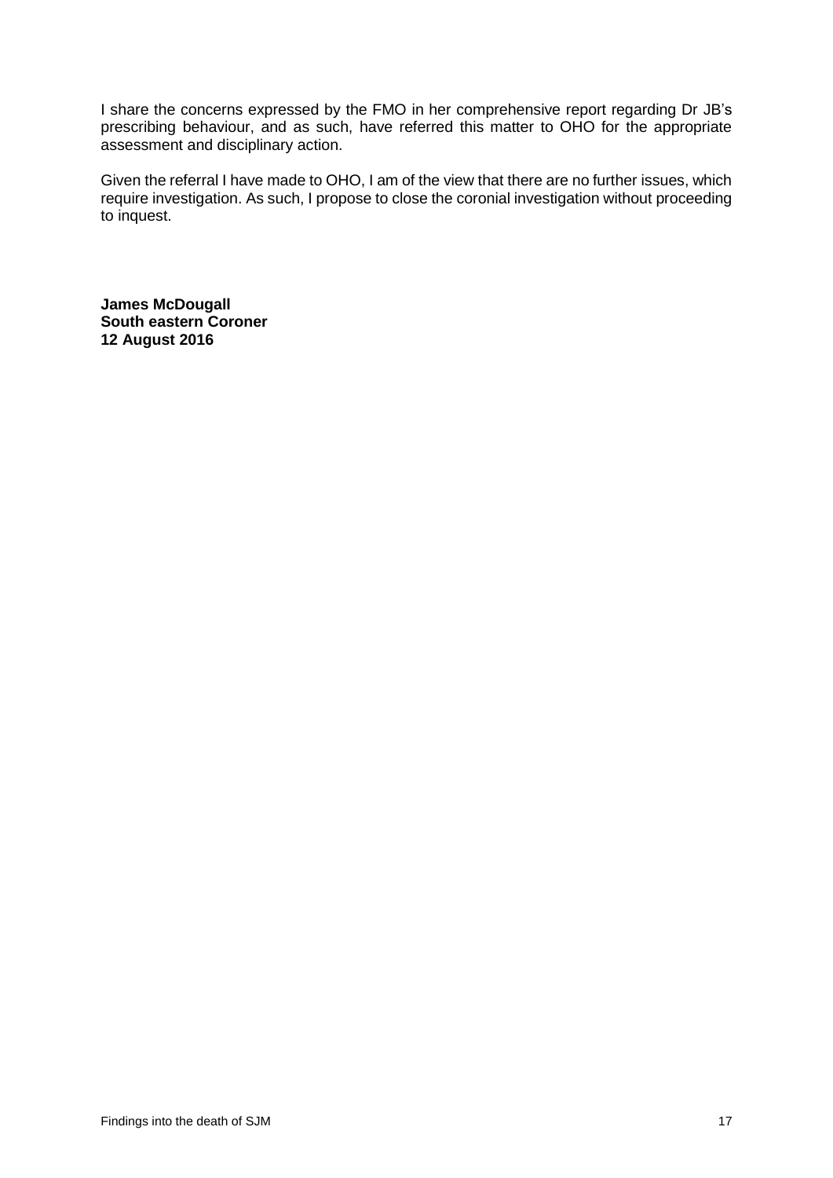I share the concerns expressed by the FMO in her comprehensive report regarding Dr JB's prescribing behaviour, and as such, have referred this matter to OHO for the appropriate assessment and disciplinary action.

Given the referral I have made to OHO, I am of the view that there are no further issues, which require investigation. As such, I propose to close the coronial investigation without proceeding to inquest.

**James McDougall**
**South eastern Coroner**
**12 August 2016**